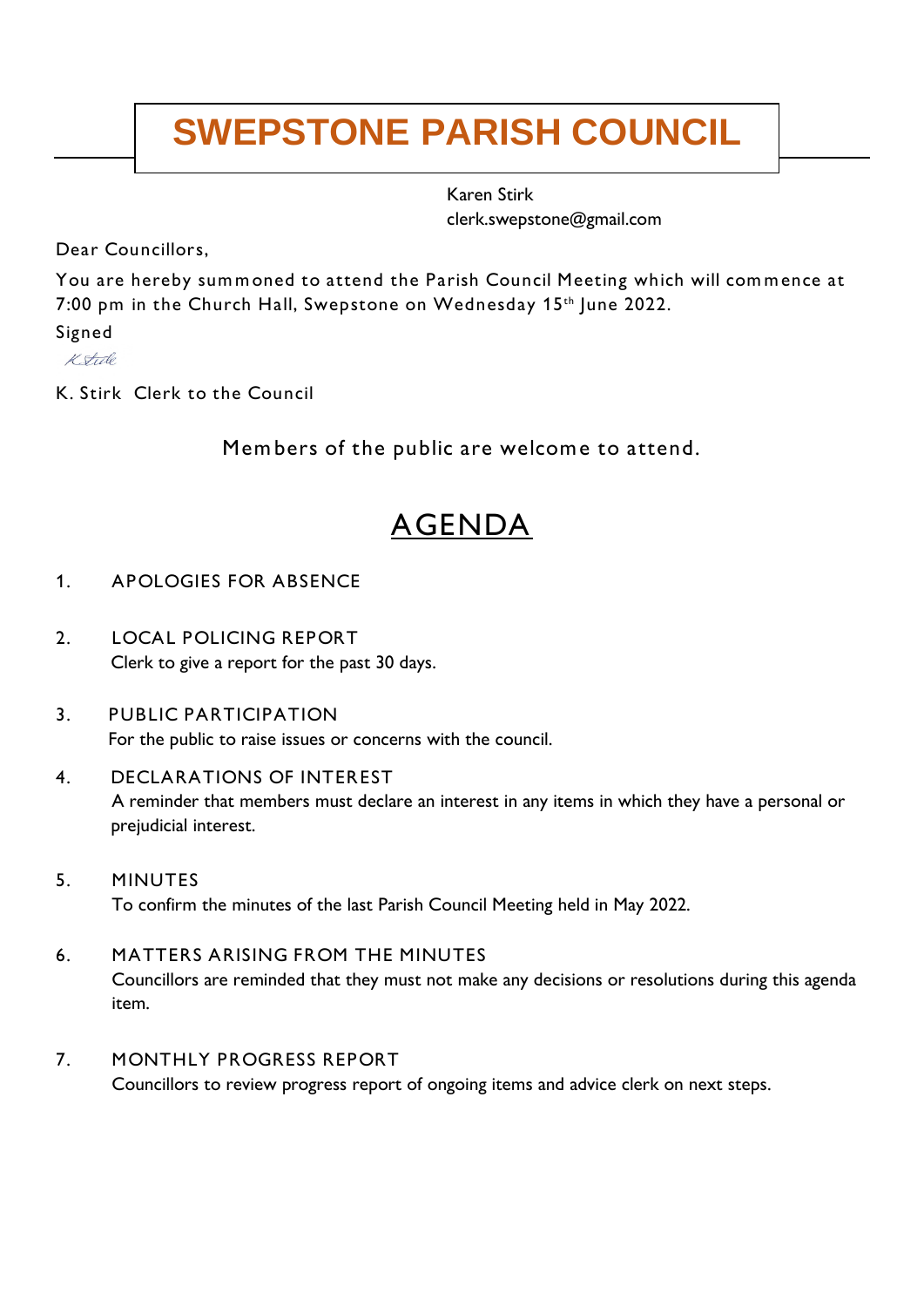# SWEPSTONE PARISH COUNCIL

Karen Stirk
clerk.swepstone@gmail.com

Dear Councillors,

You are hereby summoned to attend the Parish Council Meeting which will commence at 7:00 pm in the Church Hall, Swepstone on Wednesday 15th June 2022.

Signed

K Stirk

K. Stirk Clerk to the Council

Members of the public are welcome to attend.

## AGENDA

1. APOLOGIES FOR ABSENCE

2. LOCAL POLICING REPORT
   Clerk to give a report for the past 30 days.

3. PUBLIC PARTICIPATION
   For the public to raise issues or concerns with the council.

4. DECLARATIONS OF INTEREST
   A reminder that members must declare an interest in any items in which they have a personal or prejudicial interest.

5. MINUTES
   To confirm the minutes of the last Parish Council Meeting held in May 2022.

6. MATTERS ARISING FROM THE MINUTES
   Councillors are reminded that they must not make any decisions or resolutions during this agenda item.

7. MONTHLY PROGRESS REPORT
   Councillors to review progress report of ongoing items and advice clerk on next steps.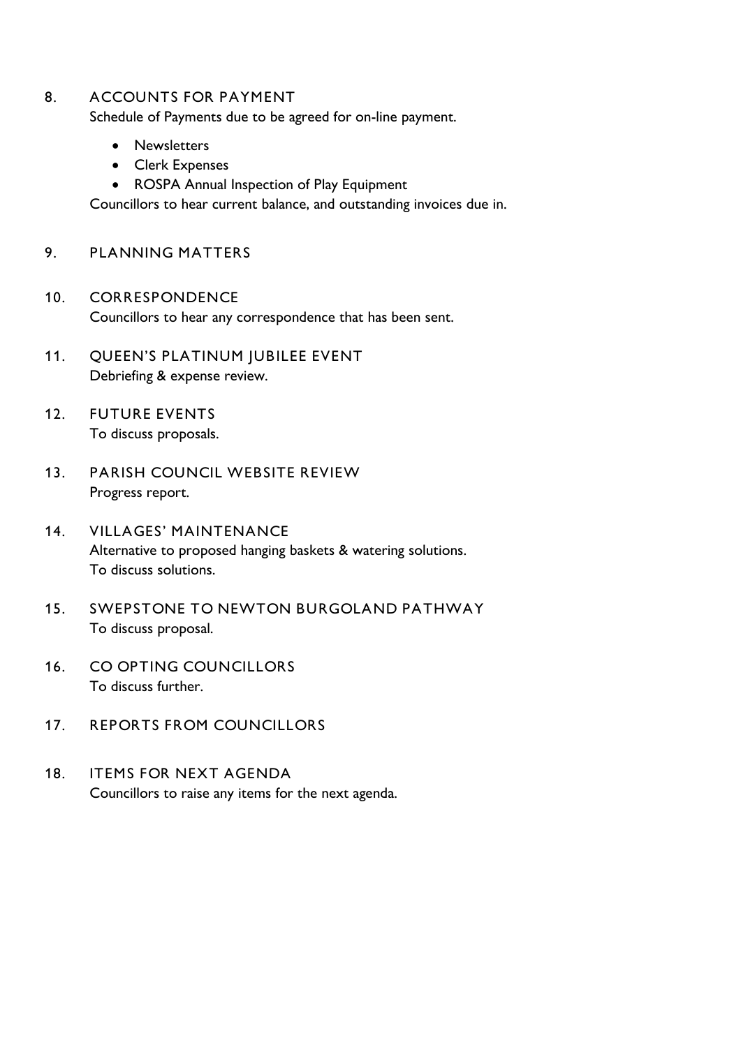8. ACCOUNTS FOR PAYMENT

Schedule of Payments due to be agreed for on-line payment.

- Newsletters
- Clerk Expenses
- ROSPA Annual Inspection of Play Equipment

Councillors to hear current balance, and outstanding invoices due in.

9. PLANNING MATTERS

10. CORRESPONDENCE

Councillors to hear any correspondence that has been sent.

11. QUEEN'S PLATINUM JUBILEE EVENT

Debriefing & expense review.

12. FUTURE EVENTS

To discuss proposals.

13. PARISH COUNCIL WEBSITE REVIEW

Progress report.

14. VILLAGES' MAINTENANCE

Alternative to proposed hanging baskets & watering solutions.
To discuss solutions.

15. SWEPSTONE TO NEWTON BURGOLAND PATHWAY

To discuss proposal.

16. CO OPTING COUNCILLORS

To discuss further.

17. REPORTS FROM COUNCILLORS

18. ITEMS FOR NEXT AGENDA

Councillors to raise any items for the next agenda.